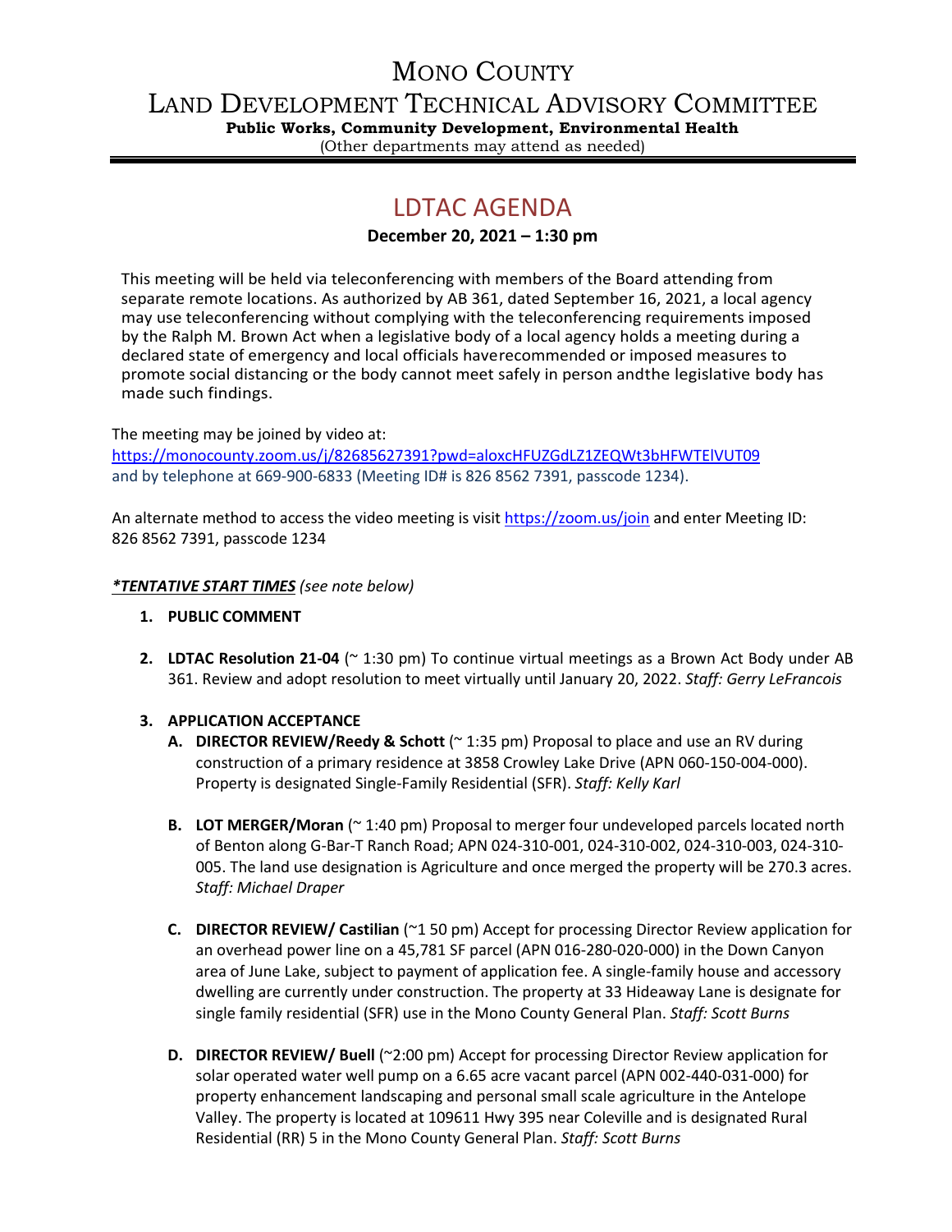# MONO COUNTY

# LAND DEVELOPMENT TECHNICAL ADVISORY COMMITTEE

**Public Works, Community Development, Environmental Health**

(Other departments may attend as needed)

## LDTAC AGENDA

**December 20, 2021 – 1:30 pm**

This meeting will be held via teleconferencing with members of the Board attending from separate remote locations. As authorized by AB 361, dated September 16, 2021, a local agency may use teleconferencing without complying with the teleconferencing requirements imposed by the Ralph M. Brown Act when a legislative body of a local agency holds a meeting during a declared state of emergency and local officials haverecommended or imposed measures to promote social distancing or the body cannot meet safely in person andthe legislative body has made such findings.

The meeting may be joined by video at:
https://monocounty.zoom.us/j/82685627391?pwd=aloxcHFUZGdLZ1ZEQWt3bHFWTElVUT09
and by telephone at 669-900-6833 (Meeting ID# is 826 8562 7391, passcode 1234).

An alternate method to access the video meeting is visit https://zoom.us/join and enter Meeting ID: 826 8562 7391, passcode 1234

***TENTATIVE START TIMES*** *(see note below)*

1. **PUBLIC COMMENT**

2. **LDTAC Resolution 21-04** (~ 1:30 pm) To continue virtual meetings as a Brown Act Body under AB 361. Review and adopt resolution to meet virtually until January 20, 2022. *Staff: Gerry LeFrancois*

3. **APPLICATION ACCEPTANCE**
   - **A. DIRECTOR REVIEW/Reedy & Schott** (~ 1:35 pm) Proposal to place and use an RV during construction of a primary residence at 3858 Crowley Lake Drive (APN 060-150-004-000). Property is designated Single-Family Residential (SFR). *Staff: Kelly Karl*

   - **B. LOT MERGER/Moran** (~ 1:40 pm) Proposal to merger four undeveloped parcels located north of Benton along G-Bar-T Ranch Road; APN 024-310-001, 024-310-002, 024-310-003, 024-310-005. The land use designation is Agriculture and once merged the property will be 270.3 acres. *Staff: Michael Draper*

   - **C. DIRECTOR REVIEW/ Castilian** (~1 50 pm) Accept for processing Director Review application for an overhead power line on a 45,781 SF parcel (APN 016-280-020-000) in the Down Canyon area of June Lake, subject to payment of application fee. A single-family house and accessory dwelling are currently under construction. The property at 33 Hideaway Lane is designate for single family residential (SFR) use in the Mono County General Plan. *Staff: Scott Burns*

   - **D. DIRECTOR REVIEW/ Buell** (~2:00 pm) Accept for processing Director Review application for solar operated water well pump on a 6.65 acre vacant parcel (APN 002-440-031-000) for property enhancement landscaping and personal small scale agriculture in the Antelope Valley. The property is located at 109611 Hwy 395 near Coleville and is designated Rural Residential (RR) 5 in the Mono County General Plan. *Staff: Scott Burns*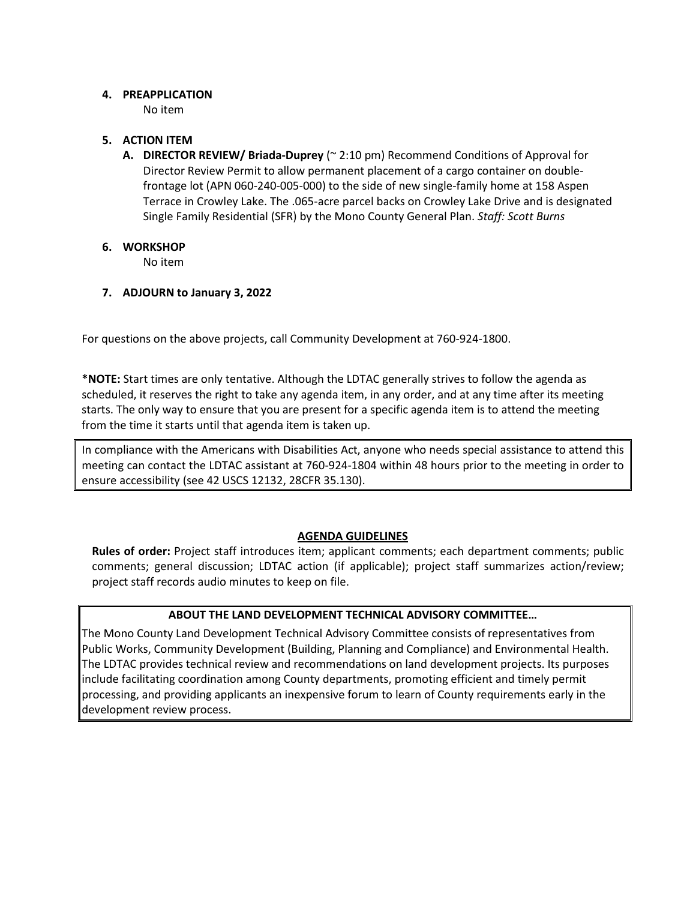**4. PREAPPLICATION**

No item

**5. ACTION ITEM**

**A. DIRECTOR REVIEW/ Briada-Duprey** (~ 2:10 pm) Recommend Conditions of Approval for Director Review Permit to allow permanent placement of a cargo container on double-frontage lot (APN 060-240-005-000) to the side of new single-family home at 158 Aspen Terrace in Crowley Lake. The .065-acre parcel backs on Crowley Lake Drive and is designated Single Family Residential (SFR) by the Mono County General Plan. *Staff: Scott Burns*

**6. WORKSHOP**

No item

**7. ADJOURN to January 3, 2022**

For questions on the above projects, call Community Development at 760-924-1800.

***NOTE:** Start times are only tentative. Although the LDTAC generally strives to follow the agenda as scheduled, it reserves the right to take any agenda item, in any order, and at any time after its meeting starts. The only way to ensure that you are present for a specific agenda item is to attend the meeting from the time it starts until that agenda item is taken up.

In compliance with the Americans with Disabilities Act, anyone who needs special assistance to attend this meeting can contact the LDTAC assistant at 760-924-1804 within 48 hours prior to the meeting in order to ensure accessibility (see 42 USCS 12132, 28CFR 35.130).

**AGENDA GUIDELINES**

**Rules of order:** Project staff introduces item; applicant comments; each department comments; public comments; general discussion; LDTAC action (if applicable); project staff summarizes action/review; project staff records audio minutes to keep on file.

**ABOUT THE LAND DEVELOPMENT TECHNICAL ADVISORY COMMITTEE…**

The Mono County Land Development Technical Advisory Committee consists of representatives from Public Works, Community Development (Building, Planning and Compliance) and Environmental Health. The LDTAC provides technical review and recommendations on land development projects. Its purposes include facilitating coordination among County departments, promoting efficient and timely permit processing, and providing applicants an inexpensive forum to learn of County requirements early in the development review process.